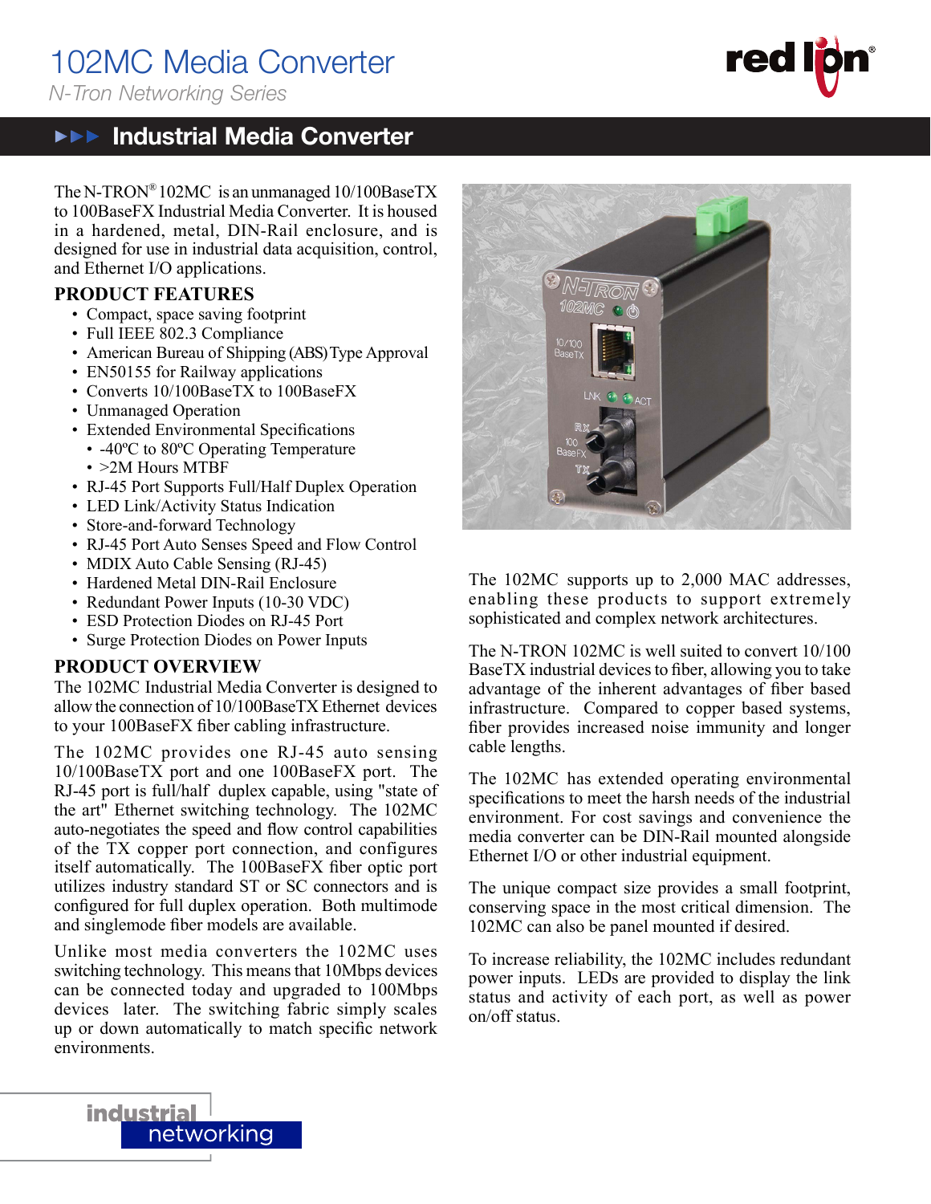# 102MC Media Converter

*N-Tron Networking Series*

## Industrial Media Converter

The N-TRON® 102MC is an unmanaged 10/100BaseTX to 100BaseFX Industrial Media Converter. It is housed in a hardened, metal, DIN-Rail enclosure, and is designed for use in industrial data acquisition, control, and Ethernet I/O applications.

### PRODUCT FEATURES

- Compact, space saving footprint
- Full IEEE 802.3 Compliance
- American Bureau of Shipping (ABS) Type Approval
- EN50155 for Railway applications
- Converts 10/100BaseTX to 100BaseFX
- Unmanaged Operation
- Extended Environmental Specifications
  - -40ºC to 80ºC Operating Temperature
  - >2M Hours MTBF
- RJ-45 Port Supports Full/Half Duplex Operation
- LED Link/Activity Status Indication
- Store-and-forward Technology
- RJ-45 Port Auto Senses Speed and Flow Control
- MDIX Auto Cable Sensing (RJ-45)
- Hardened Metal DIN-Rail Enclosure
- Redundant Power Inputs (10-30 VDC)
- ESD Protection Diodes on RJ-45 Port
- Surge Protection Diodes on Power Inputs

### PRODUCT OVERVIEW

The 102MC Industrial Media Converter is designed to allow the connection of 10/100BaseTX Ethernet devices to your 100BaseFX fiber cabling infrastructure.

The 102MC provides one RJ-45 auto sensing 10/100BaseTX port and one 100BaseFX port. The RJ-45 port is full/half duplex capable, using "state of the art" Ethernet switching technology. The 102MC auto-negotiates the speed and flow control capabilities of the TX copper port connection, and configures itself automatically. The 100BaseFX fiber optic port utilizes industry standard ST or SC connectors and is configured for full duplex operation. Both multimode and singlemode fiber models are available.

Unlike most media converters the 102MC uses switching technology. This means that 10Mbps devices can be connected today and upgraded to 100Mbps devices later. The switching fabric simply scales up or down automatically to match specific network environments.

The 102MC supports up to 2,000 MAC addresses, enabling these products to support extremely sophisticated and complex network architectures.

The N-TRON 102MC is well suited to convert 10/100 BaseTX industrial devices to fiber, allowing you to take advantage of the inherent advantages of fiber based infrastructure. Compared to copper based systems, fiber provides increased noise immunity and longer cable lengths.

The 102MC has extended operating environmental specifications to meet the harsh needs of the industrial environment. For cost savings and convenience the media converter can be DIN-Rail mounted alongside Ethernet I/O or other industrial equipment.

The unique compact size provides a small footprint, conserving space in the most critical dimension. The 102MC can also be panel mounted if desired.

To increase reliability, the 102MC includes redundant power inputs. LEDs are provided to display the link status and activity of each port, as well as power on/off status.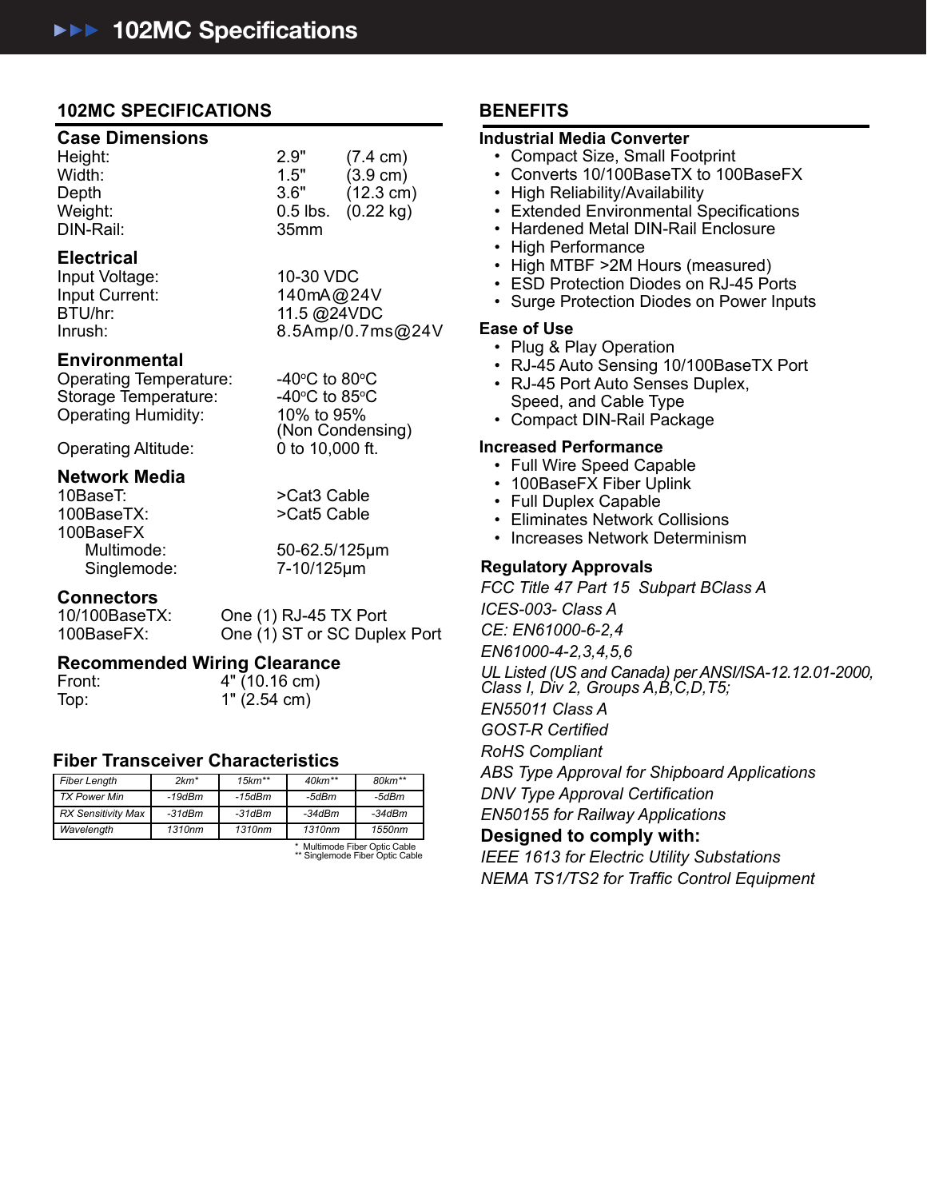# 102MC Specifications

## 102MC SPECIFICATIONS

### Case Dimensions

| | | |
|---|---|---|
| Height: | 2.9" | (7.4 cm) |
| Width: | 1.5" | (3.9 cm) |
| Depth | 3.6" | (12.3 cm) |
| Weight: | 0.5 lbs. | (0.22 kg) |
| DIN-Rail: | 35mm | |

### Electrical

| | |
|---|---|
| Input Voltage: | 10-30 VDC |
| Input Current: | 140mA@24V |
| BTU/hr: | 11.5 @24VDC |
| Inrush: | 8.5Amp/0.7ms@24V |

### Environmental

| | |
|---|---|
| Operating Temperature: | -40ºC to 80ºC |
| Storage Temperature: | -40ºC to 85ºC |
| Operating Humidity: | 10% to 95% (Non Condensing) |
| Operating Altitude: | 0 to 10,000 ft. |

### Network Media

| | |
|---|---|
| 10BaseT: | >Cat3 Cable |
| 100BaseTX: | >Cat5 Cable |
| 100BaseFX | |
| Multimode: | 50-62.5/125μm |
| Singlemode: | 7-10/125μm |

### Connectors

| | |
|---|---|
| 10/100BaseTX: | One (1) RJ-45 TX Port |
| 100BaseFX: | One (1) ST or SC Duplex Port |

### Recommended Wiring Clearance

| | |
|---|---|
| Front: | 4" (10.16 cm) |
| Top: | 1" (2.54 cm) |

### Fiber Transceiver Characteristics

| Fiber Length | 2km* | 15km** | 40km** | 80km** |
|---|---|---|---|---|
| TX Power Min | -19dBm | -15dBm | -5dBm | -5dBm |
| RX Sensitivity Max | -31dBm | -31dBm | -34dBm | -34dBm |
| Wavelength | 1310nm | 1310nm | 1310nm | 1550nm |

\* Multimode Fiber Optic Cable
\*\* Singlemode Fiber Optic Cable

## BENEFITS

### Industrial Media Converter

- Compact Size, Small Footprint
- Converts 10/100BaseTX to 100BaseFX
- High Reliability/Availability
- Extended Environmental Specifications
- Hardened Metal DIN-Rail Enclosure
- High Performance
- High MTBF >2M Hours (measured)
- ESD Protection Diodes on RJ-45 Ports
- Surge Protection Diodes on Power Inputs

### Ease of Use

- Plug & Play Operation
- RJ-45 Auto Sensing 10/100BaseTX Port
- RJ-45 Port Auto Senses Duplex, Speed, and Cable Type
- Compact DIN-Rail Package

### Increased Performance

- Full Wire Speed Capable
- 100BaseFX Fiber Uplink
- Full Duplex Capable
- Eliminates Network Collisions
- Increases Network Determinism

### Regulatory Approvals

*FCC Title 47 Part 15 Subpart BClass A*

*ICES-003- Class A*

*CE: EN61000-6-2,4*

*EN61000-4-2,3,4,5,6*

*UL Listed (US and Canada) per ANSI/ISA-12.12.01-2000, Class I, Div 2, Groups A,B,C,D,T5;*

*EN55011 Class A*

*GOST-R Certified*

*RoHS Compliant*

*ABS Type Approval for Shipboard Applications*

*DNV Type Approval Certification*

*EN50155 for Railway Applications*

### Designed to comply with:

*IEEE 1613 for Electric Utility Substations*

*NEMA TS1/TS2 for Traffic Control Equipment*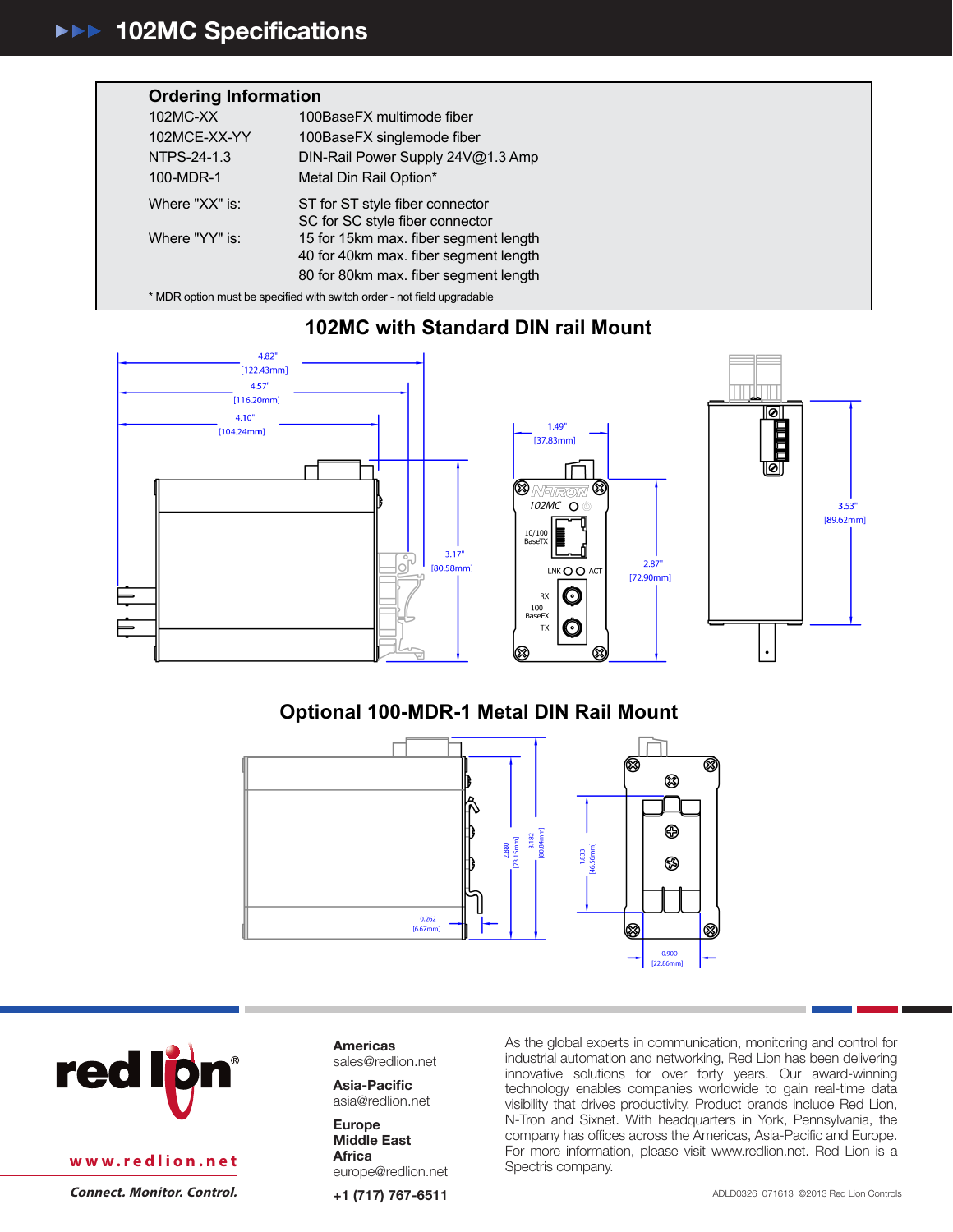# 102MC Specifications

## Ordering Information

| | |
|---|---|
| 102MC-XX | 100BaseFX multimode fiber |
| 102MCE-XX-YY | 100BaseFX singlemode fiber |
| NTPS-24-1.3 | DIN-Rail Power Supply 24V@1.3 Amp |
| 100-MDR-1 | Metal Din Rail Option* |
| Where "XX" is: | ST for ST style fiber connector<br>SC for SC style fiber connector |
| Where "YY" is: | 15 for 15km max. fiber segment length<br>40 for 40km max. fiber segment length<br>80 for 80km max. fiber segment length |

\* MDR option must be specified with switch order - not field upgradable

## 102MC with Standard DIN rail Mount

4.82" [122.43mm]
4.57" [116.20mm]
4.10" [104.24mm]
3.17" [80.58mm]
1.49" [37.83mm]
2.87" [72.90mm]
3.53" [89.62mm]
102MC
10/100 BaseTX
LNK ACT
RX
100 BaseFX
TX

## Optional 100-MDR-1 Metal DIN Rail Mount

2.880 [73.15mm]
3.182 [80.84mm]
0.262 [6.67mm]
1.833 [46.56mm]
0.900 [22.86mm]

red lion®

www.redlion.net

*Connect. Monitor. Control.*

**Americas**
sales@redlion.net

**Asia-Pacific**
asia@redlion.net

**Europe**
**Middle East**
**Africa**
europe@redlion.net

**+1 (717) 767-6511**

As the global experts in communication, monitoring and control for industrial automation and networking, Red Lion has been delivering innovative solutions for over forty years. Our award-winning technology enables companies worldwide to gain real-time data visibility that drives productivity. Product brands include Red Lion, N-Tron and Sixnet. With headquarters in York, Pennsylvania, the company has offices across the Americas, Asia-Pacific and Europe. For more information, please visit www.redlion.net. Red Lion is a Spectris company.

ADLD0326 071613 ©2013 Red Lion Controls